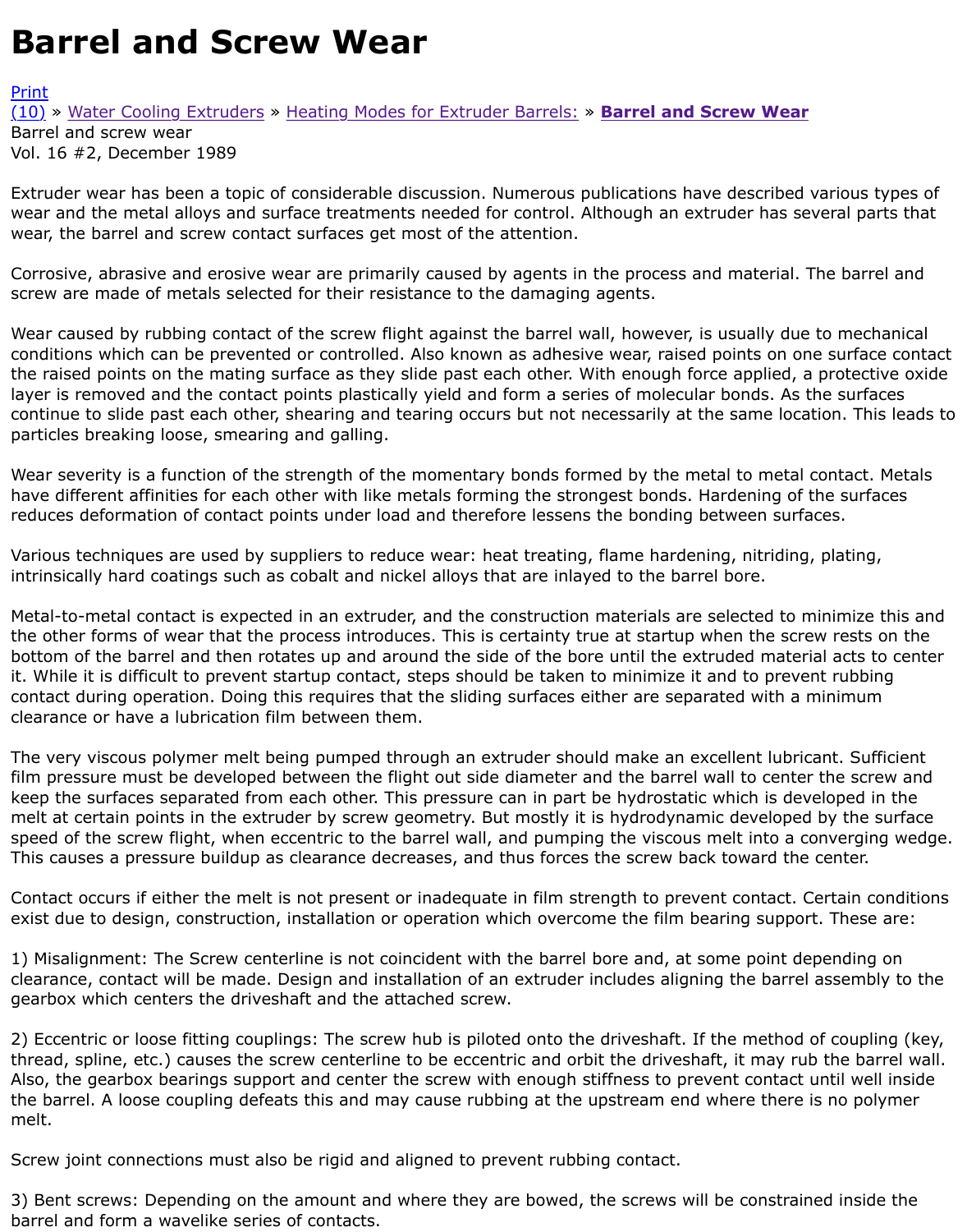# Barrel and Screw Wear

Print
(10) » Water Cooling Extruders » Heating Modes for Extruder Barrels: » **Barrel and Screw Wear**
Barrel and screw wear
Vol. 16 #2, December 1989

Extruder wear has been a topic of considerable discussion. Numerous publications have described various types of wear and the metal alloys and surface treatments needed for control. Although an extruder has several parts that wear, the barrel and screw contact surfaces get most of the attention.

Corrosive, abrasive and erosive wear are primarily caused by agents in the process and material. The barrel and screw are made of metals selected for their resistance to the damaging agents.

Wear caused by rubbing contact of the screw flight against the barrel wall, however, is usually due to mechanical conditions which can be prevented or controlled. Also known as adhesive wear, raised points on one surface contact the raised points on the mating surface as they slide past each other. With enough force applied, a protective oxide layer is removed and the contact points plastically yield and form a series of molecular bonds. As the surfaces continue to slide past each other, shearing and tearing occurs but not necessarily at the same location. This leads to particles breaking loose, smearing and galling.

Wear severity is a function of the strength of the momentary bonds formed by the metal to metal contact. Metals have different affinities for each other with like metals forming the strongest bonds. Hardening of the surfaces reduces deformation of contact points under load and therefore lessens the bonding between surfaces.

Various techniques are used by suppliers to reduce wear: heat treating, flame hardening, nitriding, plating, intrinsically hard coatings such as cobalt and nickel alloys that are inlayed to the barrel bore.

Metal-to-metal contact is expected in an extruder, and the construction materials are selected to minimize this and the other forms of wear that the process introduces. This is certainty true at startup when the screw rests on the bottom of the barrel and then rotates up and around the side of the bore until the extruded material acts to center it. While it is difficult to prevent startup contact, steps should be taken to minimize it and to prevent rubbing contact during operation. Doing this requires that the sliding surfaces either are separated with a minimum clearance or have a lubrication film between them.

The very viscous polymer melt being pumped through an extruder should make an excellent lubricant. Sufficient film pressure must be developed between the flight out side diameter and the barrel wall to center the screw and keep the surfaces separated from each other. This pressure can in part be hydrostatic which is developed in the melt at certain points in the extruder by screw geometry. But mostly it is hydrodynamic developed by the surface speed of the screw flight, when eccentric to the barrel wall, and pumping the viscous melt into a converging wedge. This causes a pressure buildup as clearance decreases, and thus forces the screw back toward the center.

Contact occurs if either the melt is not present or inadequate in film strength to prevent contact. Certain conditions exist due to design, construction, installation or operation which overcome the film bearing support. These are:

1) Misalignment: The Screw centerline is not coincident with the barrel bore and, at some point depending on clearance, contact will be made. Design and installation of an extruder includes aligning the barrel assembly to the gearbox which centers the driveshaft and the attached screw.

2) Eccentric or loose fitting couplings: The screw hub is piloted onto the driveshaft. If the method of coupling (key, thread, spline, etc.) causes the screw centerline to be eccentric and orbit the driveshaft, it may rub the barrel wall. Also, the gearbox bearings support and center the screw with enough stiffness to prevent contact until well inside the barrel. A loose coupling defeats this and may cause rubbing at the upstream end where there is no polymer melt.

Screw joint connections must also be rigid and aligned to prevent rubbing contact.

3) Bent screws: Depending on the amount and where they are bowed, the screws will be constrained inside the barrel and form a wavelike series of contacts.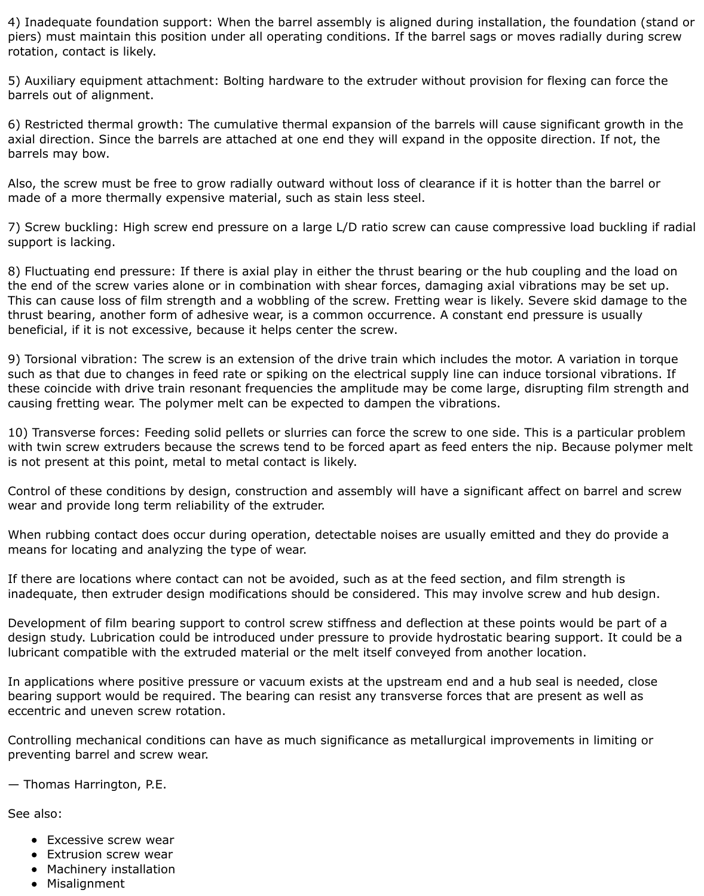4) Inadequate foundation support: When the barrel assembly is aligned during installation, the foundation (stand or piers) must maintain this position under all operating conditions. If the barrel sags or moves radially during screw rotation, contact is likely.

5) Auxiliary equipment attachment: Bolting hardware to the extruder without provision for flexing can force the barrels out of alignment.

6) Restricted thermal growth: The cumulative thermal expansion of the barrels will cause significant growth in the axial direction. Since the barrels are attached at one end they will expand in the opposite direction. If not, the barrels may bow.

Also, the screw must be free to grow radially outward without loss of clearance if it is hotter than the barrel or made of a more thermally expensive material, such as stain less steel.

7) Screw buckling: High screw end pressure on a large L/D ratio screw can cause compressive load buckling if radial support is lacking.

8) Fluctuating end pressure: If there is axial play in either the thrust bearing or the hub coupling and the load on the end of the screw varies alone or in combination with shear forces, damaging axial vibrations may be set up. This can cause loss of film strength and a wobbling of the screw. Fretting wear is likely. Severe skid damage to the thrust bearing, another form of adhesive wear, is a common occurrence. A constant end pressure is usually beneficial, if it is not excessive, because it helps center the screw.

9) Torsional vibration: The screw is an extension of the drive train which includes the motor. A variation in torque such as that due to changes in feed rate or spiking on the electrical supply line can induce torsional vibrations. If these coincide with drive train resonant frequencies the amplitude may be come large, disrupting film strength and causing fretting wear. The polymer melt can be expected to dampen the vibrations.

10) Transverse forces: Feeding solid pellets or slurries can force the screw to one side. This is a particular problem with twin screw extruders because the screws tend to be forced apart as feed enters the nip. Because polymer melt is not present at this point, metal to metal contact is likely.

Control of these conditions by design, construction and assembly will have a significant affect on barrel and screw wear and provide long term reliability of the extruder.

When rubbing contact does occur during operation, detectable noises are usually emitted and they do provide a means for locating and analyzing the type of wear.

If there are locations where contact can not be avoided, such as at the feed section, and film strength is inadequate, then extruder design modifications should be considered. This may involve screw and hub design.

Development of film bearing support to control screw stiffness and deflection at these points would be part of a design study. Lubrication could be introduced under pressure to provide hydrostatic bearing support. It could be a lubricant compatible with the extruded material or the melt itself conveyed from another location.

In applications where positive pressure or vacuum exists at the upstream end and a hub seal is needed, close bearing support would be required. The bearing can resist any transverse forces that are present as well as eccentric and uneven screw rotation.

Controlling mechanical conditions can have as much significance as metallurgical improvements in limiting or preventing barrel and screw wear.

— Thomas Harrington, P.E.

See also:

- Excessive screw wear
- Extrusion screw wear
- Machinery installation
- Misalignment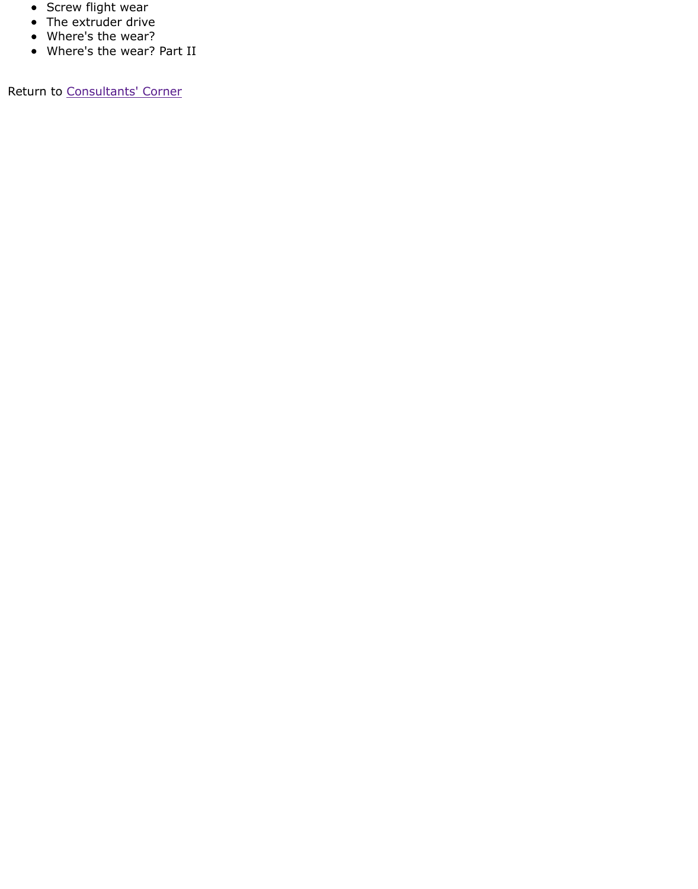- Screw flight wear
- The extruder drive
- Where's the wear?
- Where's the wear? Part II

Return to Consultants' Corner